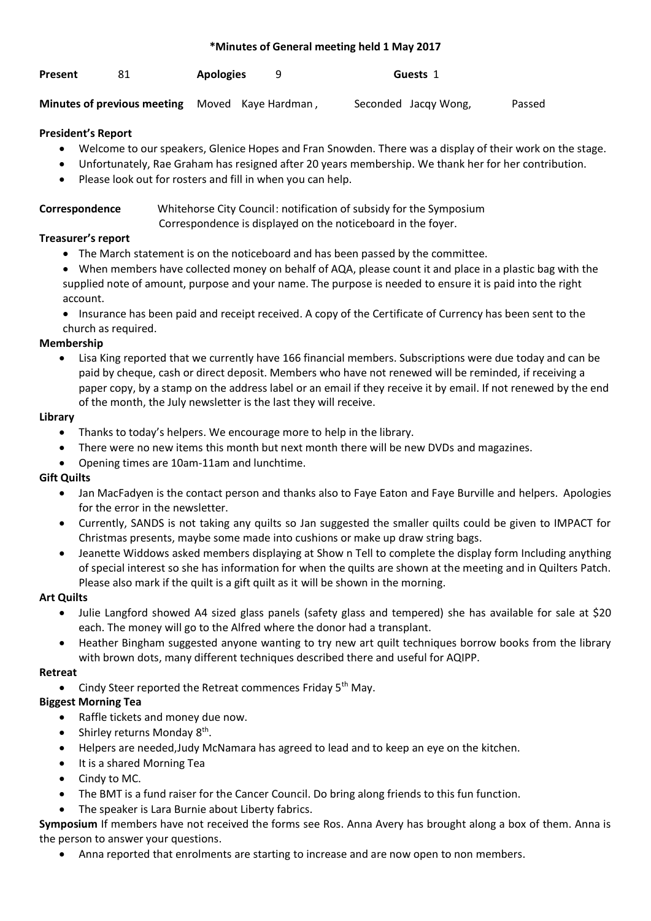**\*Minutes of General meeting held 1 May 2017**

**Present** 81 **Apologies** 9 **Guests** 1

**Minutes of previous meeting** Moved Kaye Hardman , Seconded Jacqy Wong, Passed

**President's Report**

- Welcome to our speakers, Glenice Hopes and Fran Snowden. There was a display of their work on the stage.
- Unfortunately, Rae Graham has resigned after 20 years membership. We thank her for her contribution.
- Please look out for rosters and fill in when you can help.

**Correspondence** Whitehorse City Council: notification of subsidy for the Symposium
Correspondence is displayed on the noticeboard in the foyer.

**Treasurer's report**

- The March statement is on the noticeboard and has been passed by the committee.
- When members have collected money on behalf of AQA, please count it and place in a plastic bag with the supplied note of amount, purpose and your name. The purpose is needed to ensure it is paid into the right account.
- Insurance has been paid and receipt received. A copy of the Certificate of Currency has been sent to the church as required.

**Membership**

- Lisa King reported that we currently have 166 financial members. Subscriptions were due today and can be paid by cheque, cash or direct deposit. Members who have not renewed will be reminded, if receiving a paper copy, by a stamp on the address label or an email if they receive it by email. If not renewed by the end of the month, the July newsletter is the last they will receive.

**Library**

- Thanks to today's helpers. We encourage more to help in the library.
- There were no new items this month but next month there will be new DVDs and magazines.
- Opening times are 10am-11am and lunchtime.

**Gift Quilts**

- Jan MacFadyen is the contact person and thanks also to Faye Eaton and Faye Burville and helpers. Apologies for the error in the newsletter.
- Currently, SANDS is not taking any quilts so Jan suggested the smaller quilts could be given to IMPACT for Christmas presents, maybe some made into cushions or make up draw string bags.
- Jeanette Widdows asked members displaying at Show n Tell to complete the display form Including anything of special interest so she has information for when the quilts are shown at the meeting and in Quilters Patch. Please also mark if the quilt is a gift quilt as it will be shown in the morning.

**Art Quilts**

- Julie Langford showed A4 sized glass panels (safety glass and tempered) she has available for sale at $20 each. The money will go to the Alfred where the donor had a transplant.
- Heather Bingham suggested anyone wanting to try new art quilt techniques borrow books from the library with brown dots, many different techniques described there and useful for AQIPP.

**Retreat**

- Cindy Steer reported the Retreat commences Friday 5th May.

**Biggest Morning Tea**

- Raffle tickets and money due now.
- Shirley returns Monday 8th.
- Helpers are needed,Judy McNamara has agreed to lead and to keep an eye on the kitchen.
- It is a shared Morning Tea
- Cindy to MC.
- The BMT is a fund raiser for the Cancer Council. Do bring along friends to this fun function.
- The speaker is Lara Burnie about Liberty fabrics.

**Symposium** If members have not received the forms see Ros. Anna Avery has brought along a box of them. Anna is the person to answer your questions.

- Anna reported that enrolments are starting to increase and are now open to non members.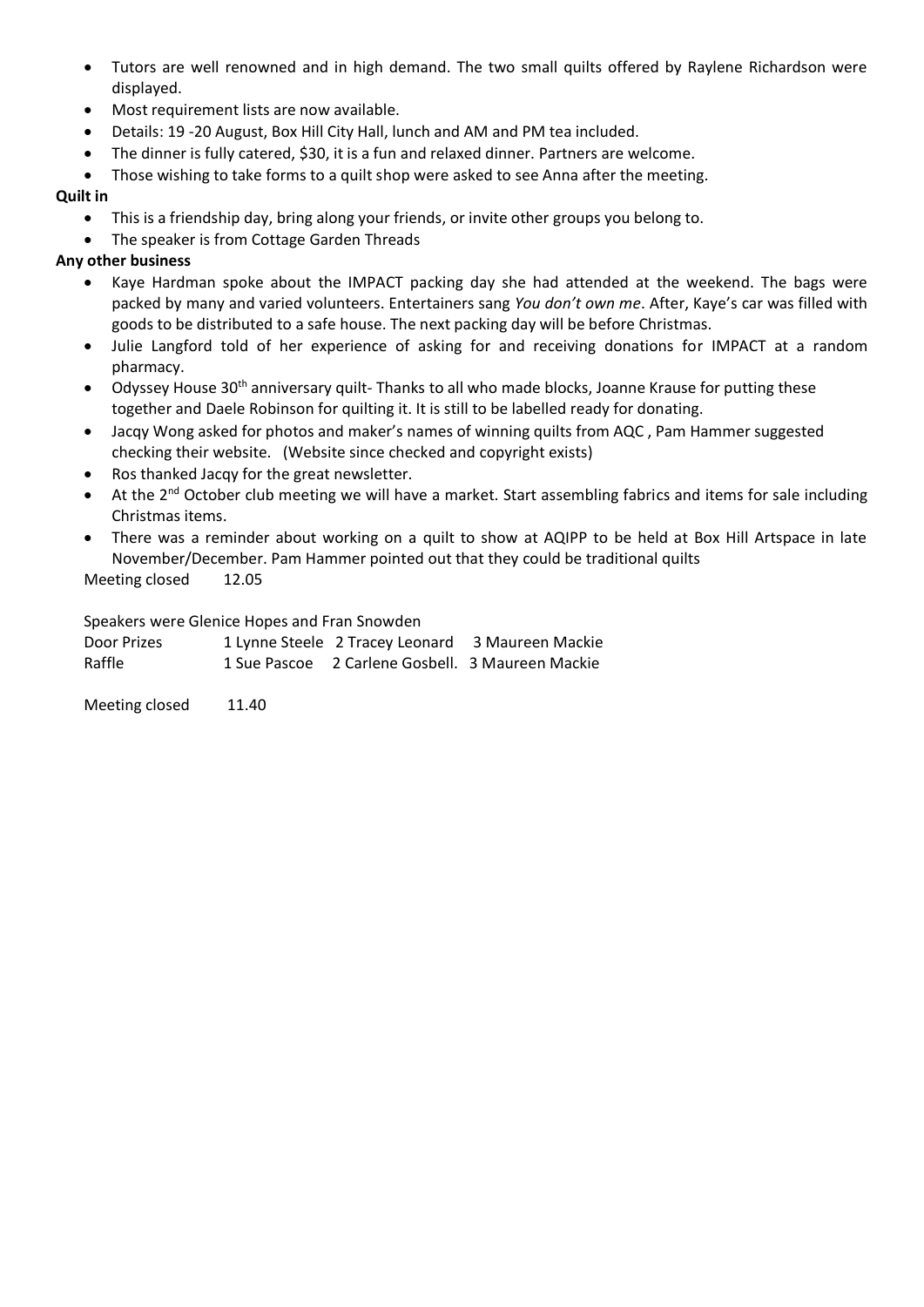- Tutors are well renowned and in high demand. The two small quilts offered by Raylene Richardson were displayed.
- Most requirement lists are now available.
- Details: 19 -20 August, Box Hill City Hall, lunch and AM and PM tea included.
- The dinner is fully catered, $30, it is a fun and relaxed dinner. Partners are welcome.
- Those wishing to take forms to a quilt shop were asked to see Anna after the meeting.

**Quilt in**

- This is a friendship day, bring along your friends, or invite other groups you belong to.
- The speaker is from Cottage Garden Threads

**Any other business**

- Kaye Hardman spoke about the IMPACT packing day she had attended at the weekend. The bags were packed by many and varied volunteers. Entertainers sang *You don't own me*. After, Kaye's car was filled with goods to be distributed to a safe house. The next packing day will be before Christmas.
- Julie Langford told of her experience of asking for and receiving donations for IMPACT at a random pharmacy.
- Odyssey House 30th anniversary quilt- Thanks to all who made blocks, Joanne Krause for putting these together and Daele Robinson for quilting it. It is still to be labelled ready for donating.
- Jacqy Wong asked for photos and maker's names of winning quilts from AQC , Pam Hammer suggested checking their website. (Website since checked and copyright exists)
- Ros thanked Jacqy for the great newsletter.
- At the 2nd October club meeting we will have a market. Start assembling fabrics and items for sale including Christmas items.
- There was a reminder about working on a quilt to show at AQIPP to be held at Box Hill Artspace in late November/December. Pam Hammer pointed out that they could be traditional quilts

Meeting closed 12.05

Speakers were Glenice Hopes and Fran Snowden

| | | | |
|---|---|---|---|
| Door Prizes | 1 Lynne Steele | 2 Tracey Leonard | 3 Maureen Mackie |
| Raffle | 1 Sue Pascoe | 2 Carlene Gosbell. | 3 Maureen Mackie |

Meeting closed 11.40